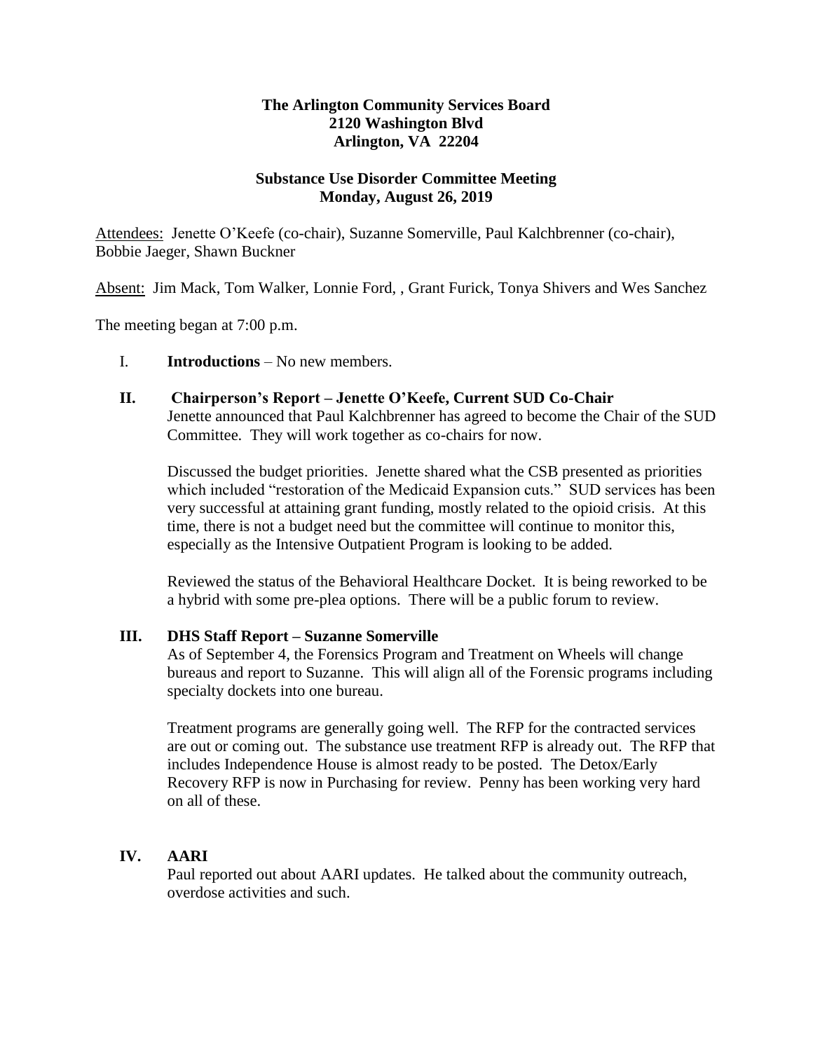**The Arlington Community Services Board**
**2120 Washington Blvd**
**Arlington, VA 22204**

**Substance Use Disorder Committee Meeting**
**Monday, August 26, 2019**

Attendees: Jenette O'Keefe (co-chair), Suzanne Somerville, Paul Kalchbrenner (co-chair), Bobbie Jaeger, Shawn Buckner

Absent: Jim Mack, Tom Walker, Lonnie Ford, , Grant Furick, Tonya Shivers and Wes Sanchez

The meeting began at 7:00 p.m.

I. **Introductions** – No new members.

**II. Chairperson's Report – Jenette O'Keefe, Current SUD Co-Chair**

Jenette announced that Paul Kalchbrenner has agreed to become the Chair of the SUD Committee. They will work together as co-chairs for now.

Discussed the budget priorities. Jenette shared what the CSB presented as priorities which included "restoration of the Medicaid Expansion cuts." SUD services has been very successful at attaining grant funding, mostly related to the opioid crisis. At this time, there is not a budget need but the committee will continue to monitor this, especially as the Intensive Outpatient Program is looking to be added.

Reviewed the status of the Behavioral Healthcare Docket. It is being reworked to be a hybrid with some pre-plea options. There will be a public forum to review.

**III. DHS Staff Report – Suzanne Somerville**

As of September 4, the Forensics Program and Treatment on Wheels will change bureaus and report to Suzanne. This will align all of the Forensic programs including specialty dockets into one bureau.

Treatment programs are generally going well. The RFP for the contracted services are out or coming out. The substance use treatment RFP is already out. The RFP that includes Independence House is almost ready to be posted. The Detox/Early Recovery RFP is now in Purchasing for review. Penny has been working very hard on all of these.

**IV. AARI**

Paul reported out about AARI updates. He talked about the community outreach, overdose activities and such.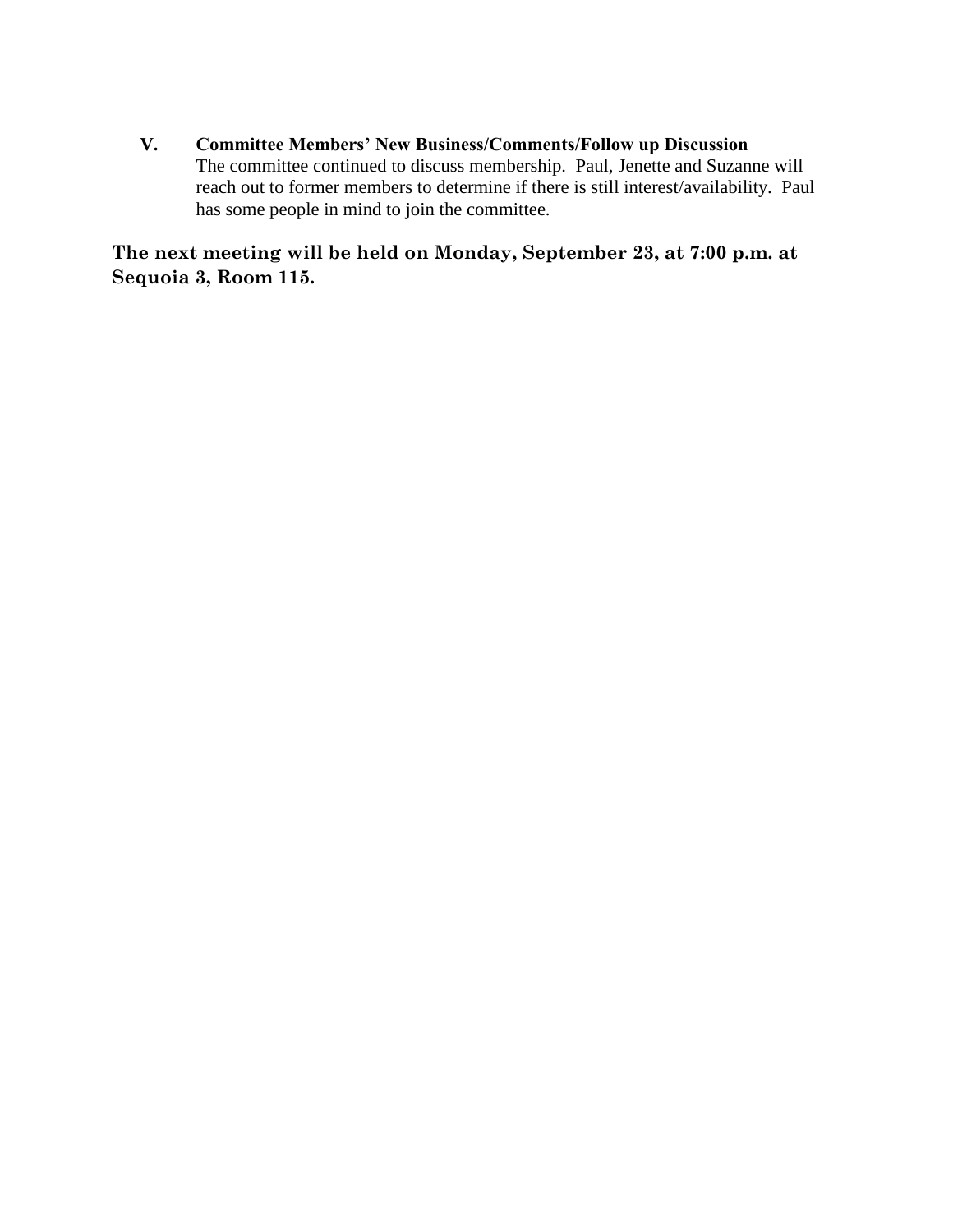### V. Committee Members' New Business/Comments/Follow up Discussion

The committee continued to discuss membership. Paul, Jenette and Suzanne will reach out to former members to determine if there is still interest/availability. Paul has some people in mind to join the committee.

**The next meeting will be held on Monday, September 23, at 7:00 p.m. at Sequoia 3, Room 115.**